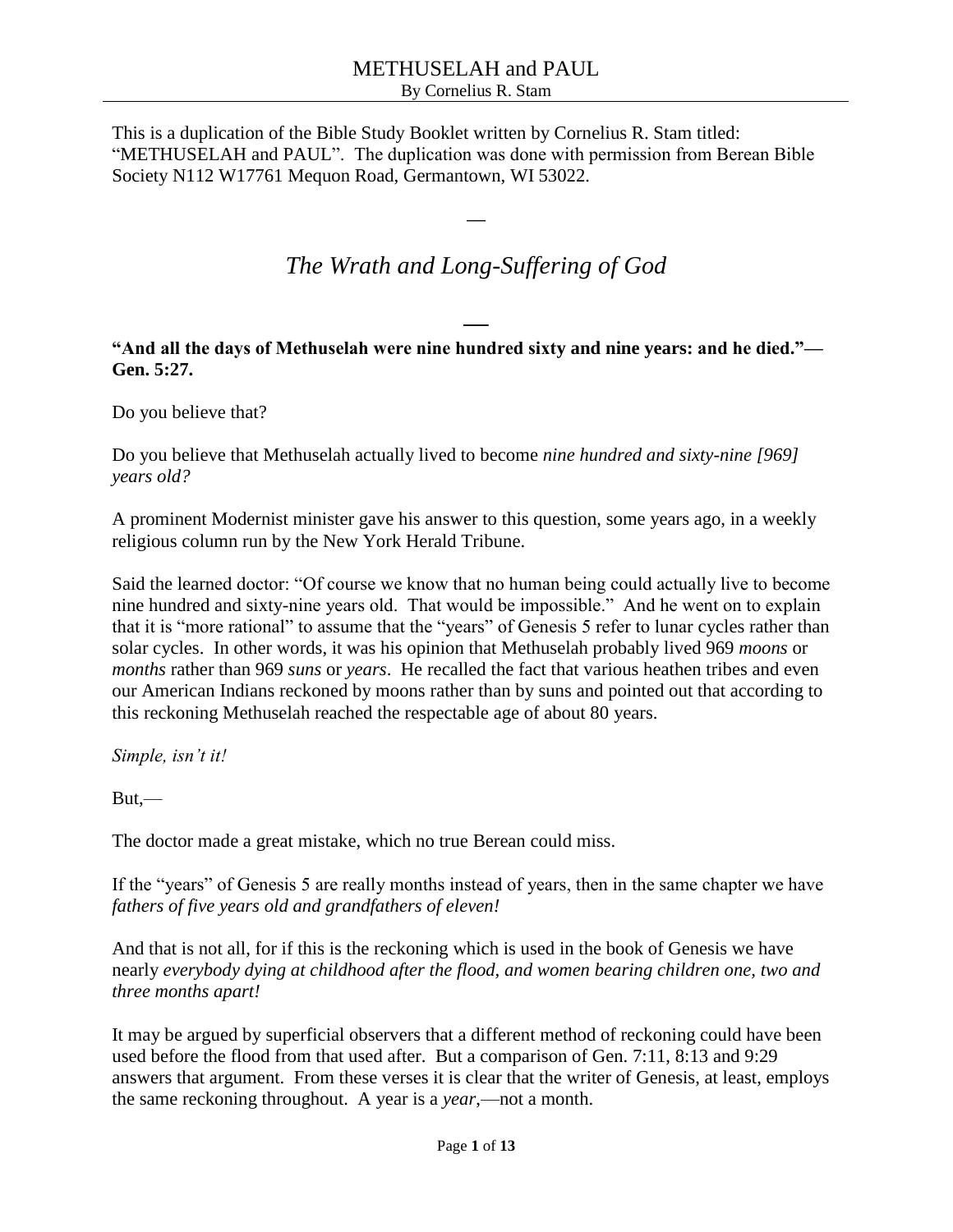This is a duplication of the Bible Study Booklet written by Cornelius R. Stam titled: "METHUSELAH and PAUL". The duplication was done with permission from Berean Bible Society N112 W17761 Mequon Road, Germantown, WI 53022.

—

# *The Wrath and Long-Suffering of God*

—

**"And all the days of Methuselah were nine hundred sixty and nine years: and he died."—Gen. 5:27.**

Do you believe that?

Do you believe that Methuselah actually lived to become *nine hundred and sixty-nine [969] years old?*

A prominent Modernist minister gave his answer to this question, some years ago, in a weekly religious column run by the New York Herald Tribune.

Said the learned doctor: "Of course we know that no human being could actually live to become nine hundred and sixty-nine years old. That would be impossible." And he went on to explain that it is "more rational" to assume that the "years" of Genesis 5 refer to lunar cycles rather than solar cycles. In other words, it was his opinion that Methuselah probably lived 969 *moons* or *months* rather than 969 *suns* or *years*. He recalled the fact that various heathen tribes and even our American Indians reckoned by moons rather than by suns and pointed out that according to this reckoning Methuselah reached the respectable age of about 80 years.

*Simple, isn't it!*

But,—

The doctor made a great mistake, which no true Berean could miss.

If the "years" of Genesis 5 are really months instead of years, then in the same chapter we have *fathers of five years old and grandfathers of eleven!*

And that is not all, for if this is the reckoning which is used in the book of Genesis we have nearly *everybody dying at childhood after the flood, and women bearing children one, two and three months apart!*

It may be argued by superficial observers that a different method of reckoning could have been used before the flood from that used after. But a comparison of Gen. 7:11, 8:13 and 9:29 answers that argument. From these verses it is clear that the writer of Genesis, at least, employs the same reckoning throughout. A year is a *year*,—not a month.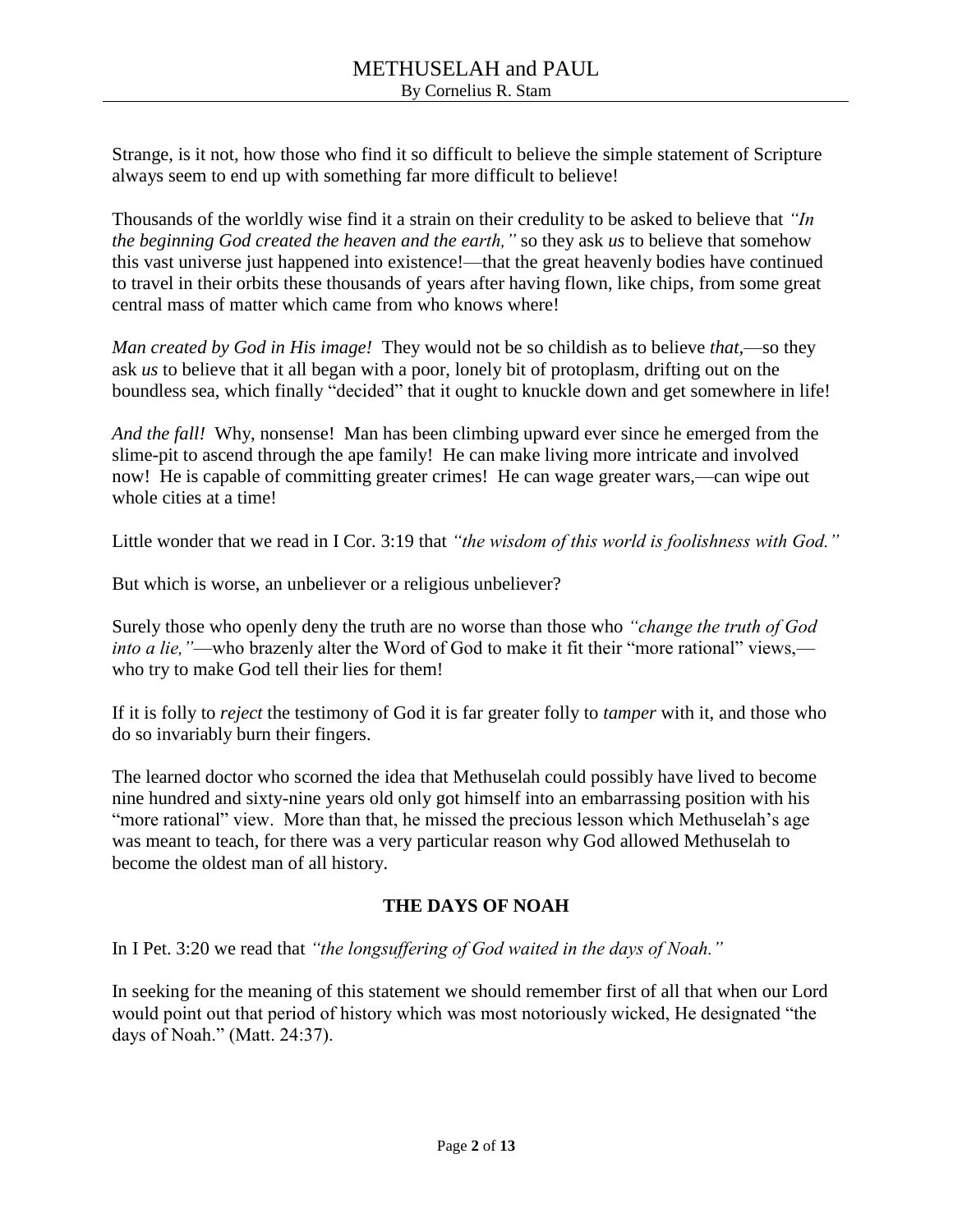Strange, is it not, how those who find it so difficult to believe the simple statement of Scripture always seem to end up with something far more difficult to believe!

Thousands of the worldly wise find it a strain on their credulity to be asked to believe that *"In the beginning God created the heaven and the earth,"* so they ask *us* to believe that somehow this vast universe just happened into existence!—that the great heavenly bodies have continued to travel in their orbits these thousands of years after having flown, like chips, from some great central mass of matter which came from who knows where!

*Man created by God in His image!* They would not be so childish as to believe *that,*—so they ask *us* to believe that it all began with a poor, lonely bit of protoplasm, drifting out on the boundless sea, which finally "decided" that it ought to knuckle down and get somewhere in life!

*And the fall!* Why, nonsense! Man has been climbing upward ever since he emerged from the slime-pit to ascend through the ape family! He can make living more intricate and involved now! He is capable of committing greater crimes! He can wage greater wars,—can wipe out whole cities at a time!

Little wonder that we read in I Cor. 3:19 that *"the wisdom of this world is foolishness with God."*

But which is worse, an unbeliever or a religious unbeliever?

Surely those who openly deny the truth are no worse than those who *"change the truth of God into a lie,"*—who brazenly alter the Word of God to make it fit their "more rational" views,—who try to make God tell their lies for them!

If it is folly to *reject* the testimony of God it is far greater folly to *tamper* with it, and those who do so invariably burn their fingers.

The learned doctor who scorned the idea that Methuselah could possibly have lived to become nine hundred and sixty-nine years old only got himself into an embarrassing position with his "more rational" view. More than that, he missed the precious lesson which Methuselah's age was meant to teach, for there was a very particular reason why God allowed Methuselah to become the oldest man of all history.

## THE DAYS OF NOAH

In I Pet. 3:20 we read that *"the longsuffering of God waited in the days of Noah."*

In seeking for the meaning of this statement we should remember first of all that when our Lord would point out that period of history which was most notoriously wicked, He designated "the days of Noah." (Matt. 24:37).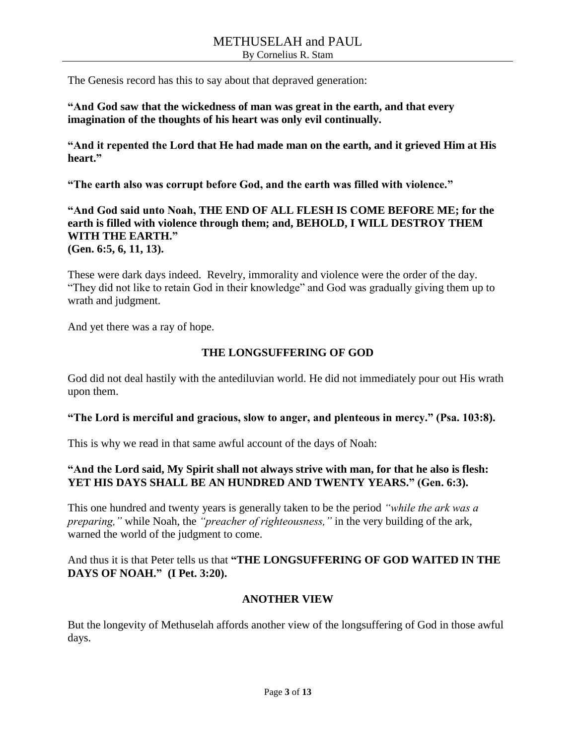The Genesis record has this to say about that depraved generation:

**"And God saw that the wickedness of man was great in the earth, and that every imagination of the thoughts of his heart was only evil continually.**

**"And it repented the Lord that He had made man on the earth, and it grieved Him at His heart."**

**"The earth also was corrupt before God, and the earth was filled with violence."**

**"And God said unto Noah, THE END OF ALL FLESH IS COME BEFORE ME; for the earth is filled with violence through them; and, BEHOLD, I WILL DESTROY THEM WITH THE EARTH."**
**(Gen. 6:5, 6, 11, 13).**

These were dark days indeed. Revelry, immorality and violence were the order of the day. "They did not like to retain God in their knowledge" and God was gradually giving them up to wrath and judgment.

And yet there was a ray of hope.

## THE LONGSUFFERING OF GOD

God did not deal hastily with the antediluvian world. He did not immediately pour out His wrath upon them.

**"The Lord is merciful and gracious, slow to anger, and plenteous in mercy." (Psa. 103:8).**

This is why we read in that same awful account of the days of Noah:

**"And the Lord said, My Spirit shall not always strive with man, for that he also is flesh: YET HIS DAYS SHALL BE AN HUNDRED AND TWENTY YEARS." (Gen. 6:3).**

This one hundred and twenty years is generally taken to be the period *"while the ark was a preparing,"* while Noah, the *"preacher of righteousness,"* in the very building of the ark, warned the world of the judgment to come.

And thus it is that Peter tells us that **"THE LONGSUFFERING OF GOD WAITED IN THE DAYS OF NOAH." (I Pet. 3:20).**

## ANOTHER VIEW

But the longevity of Methuselah affords another view of the longsuffering of God in those awful days.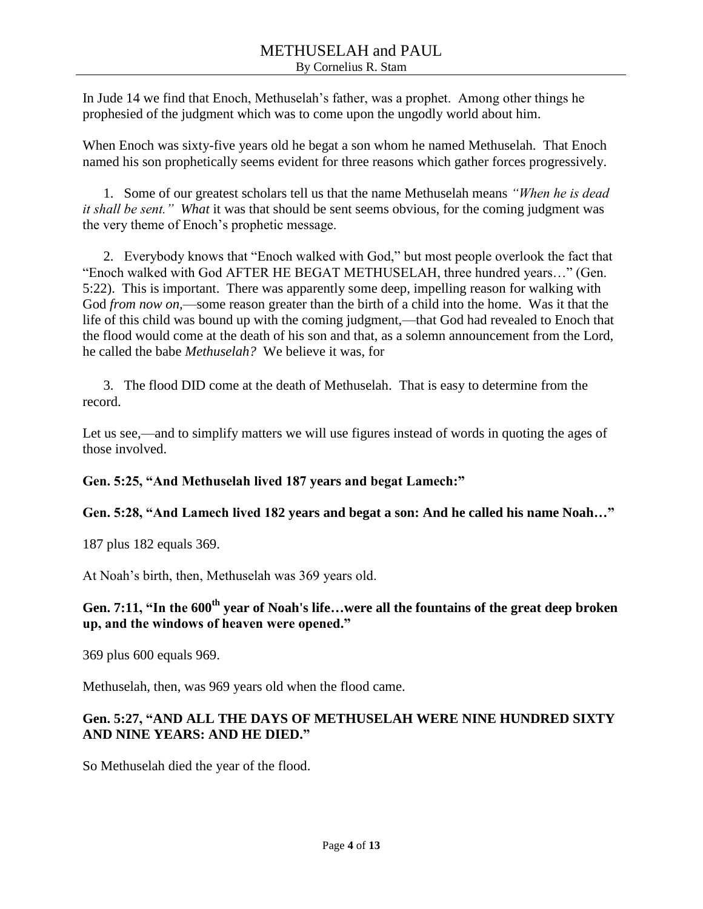In Jude 14 we find that Enoch, Methuselah's father, was a prophet. Among other things he prophesied of the judgment which was to come upon the ungodly world about him.

When Enoch was sixty-five years old he begat a son whom he named Methuselah. That Enoch named his son prophetically seems evident for three reasons which gather forces progressively.

1. Some of our greatest scholars tell us that the name Methuselah means *"When he is dead it shall be sent."* *What* it was that should be sent seems obvious, for the coming judgment was the very theme of Enoch's prophetic message.

2. Everybody knows that "Enoch walked with God," but most people overlook the fact that "Enoch walked with God AFTER HE BEGAT METHUSELAH, three hundred years…" (Gen. 5:22). This is important. There was apparently some deep, impelling reason for walking with God *from now on,*—some reason greater than the birth of a child into the home. Was it that the life of this child was bound up with the coming judgment,—that God had revealed to Enoch that the flood would come at the death of his son and that, as a solemn announcement from the Lord, he called the babe *Methuselah?* We believe it was, for

3. The flood DID come at the death of Methuselah. That is easy to determine from the record.

Let us see,—and to simplify matters we will use figures instead of words in quoting the ages of those involved.

**Gen. 5:25, "And Methuselah lived 187 years and begat Lamech:"**

**Gen. 5:28, "And Lamech lived 182 years and begat a son: And he called his name Noah…"**

187 plus 182 equals 369.

At Noah's birth, then, Methuselah was 369 years old.

**Gen. 7:11, "In the 600th year of Noah's life…were all the fountains of the great deep broken up, and the windows of heaven were opened."**

369 plus 600 equals 969.

Methuselah, then, was 969 years old when the flood came.

**Gen. 5:27, "AND ALL THE DAYS OF METHUSELAH WERE NINE HUNDRED SIXTY AND NINE YEARS: AND HE DIED."**

So Methuselah died the year of the flood.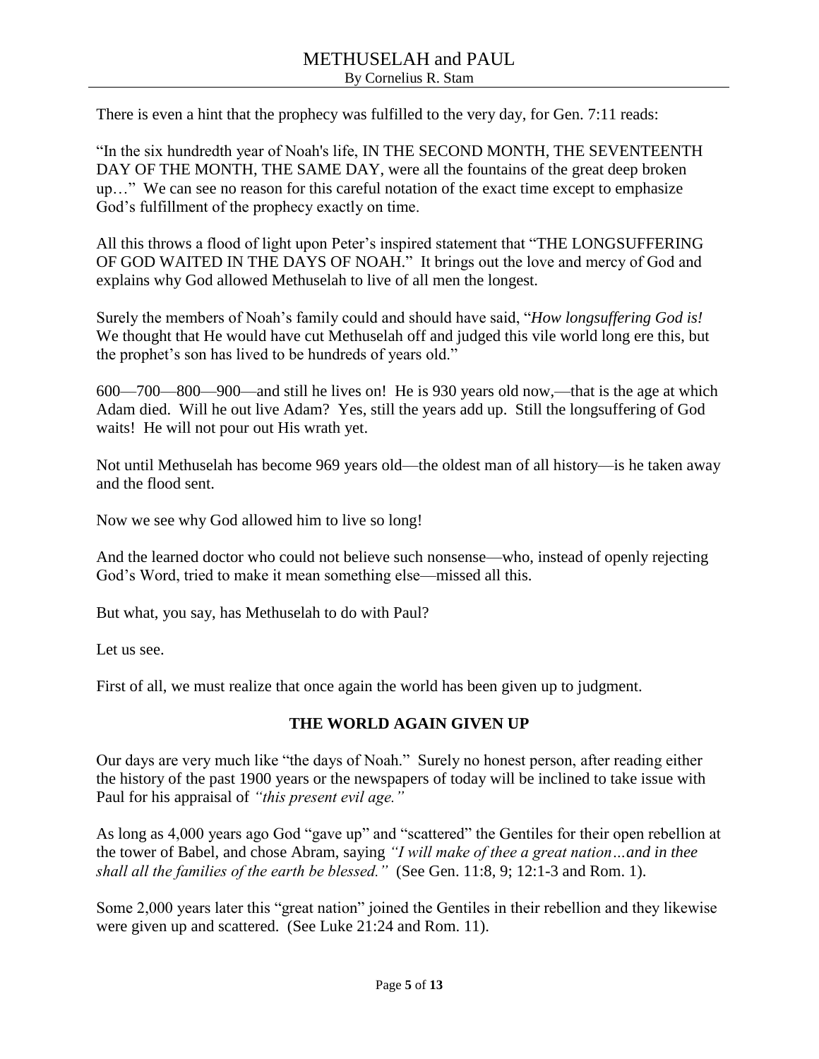There is even a hint that the prophecy was fulfilled to the very day, for Gen. 7:11 reads:

"In the six hundredth year of Noah's life, IN THE SECOND MONTH, THE SEVENTEENTH DAY OF THE MONTH, THE SAME DAY, were all the fountains of the great deep broken up…" We can see no reason for this careful notation of the exact time except to emphasize God's fulfillment of the prophecy exactly on time.

All this throws a flood of light upon Peter's inspired statement that "THE LONGSUFFERING OF GOD WAITED IN THE DAYS OF NOAH." It brings out the love and mercy of God and explains why God allowed Methuselah to live of all men the longest.

Surely the members of Noah's family could and should have said, "*How longsuffering God is!* We thought that He would have cut Methuselah off and judged this vile world long ere this, but the prophet's son has lived to be hundreds of years old."

600—700—800—900—and still he lives on! He is 930 years old now,—that is the age at which Adam died. Will he out live Adam? Yes, still the years add up. Still the longsuffering of God waits! He will not pour out His wrath yet.

Not until Methuselah has become 969 years old—the oldest man of all history—is he taken away and the flood sent.

Now we see why God allowed him to live so long!

And the learned doctor who could not believe such nonsense—who, instead of openly rejecting God's Word, tried to make it mean something else—missed all this.

But what, you say, has Methuselah to do with Paul?

Let us see.

First of all, we must realize that once again the world has been given up to judgment.

## THE WORLD AGAIN GIVEN UP

Our days are very much like "the days of Noah." Surely no honest person, after reading either the history of the past 1900 years or the newspapers of today will be inclined to take issue with Paul for his appraisal of *"this present evil age."*

As long as 4,000 years ago God "gave up" and "scattered" the Gentiles for their open rebellion at the tower of Babel, and chose Abram, saying *"I will make of thee a great nation…and in thee shall all the families of the earth be blessed."* (See Gen. 11:8, 9; 12:1-3 and Rom. 1).

Some 2,000 years later this "great nation" joined the Gentiles in their rebellion and they likewise were given up and scattered. (See Luke 21:24 and Rom. 11).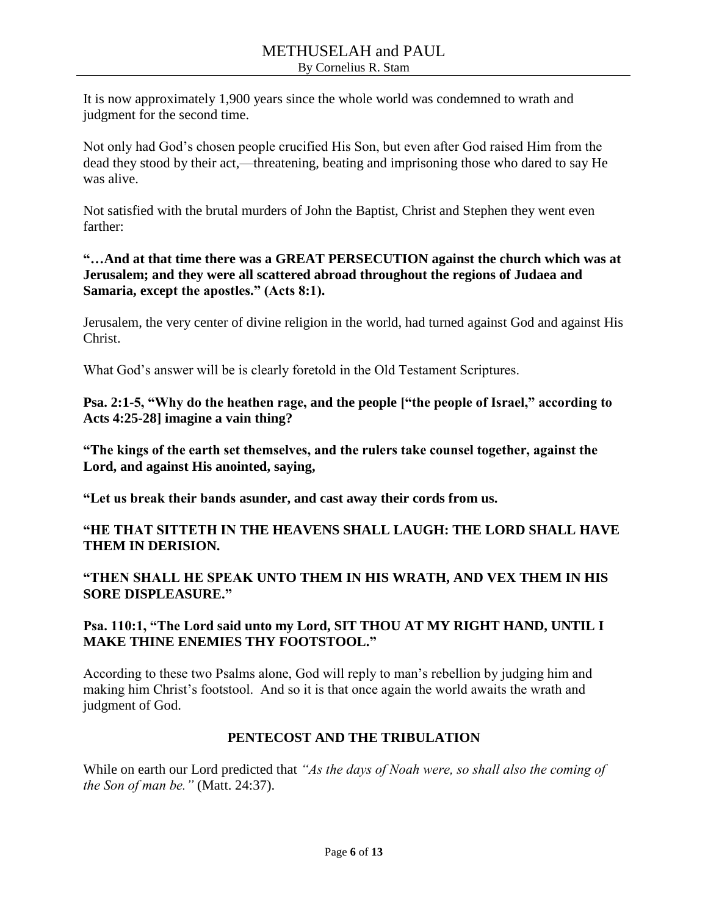It is now approximately 1,900 years since the whole world was condemned to wrath and judgment for the second time.

Not only had God's chosen people crucified His Son, but even after God raised Him from the dead they stood by their act,—threatening, beating and imprisoning those who dared to say He was alive.

Not satisfied with the brutal murders of John the Baptist, Christ and Stephen they went even farther:

**"…And at that time there was a GREAT PERSECUTION against the church which was at Jerusalem; and they were all scattered abroad throughout the regions of Judaea and Samaria, except the apostles." (Acts 8:1).**

Jerusalem, the very center of divine religion in the world, had turned against God and against His Christ.

What God's answer will be is clearly foretold in the Old Testament Scriptures.

**Psa. 2:1-5, "Why do the heathen rage, and the people ["the people of Israel," according to Acts 4:25-28] imagine a vain thing?**

**"The kings of the earth set themselves, and the rulers take counsel together, against the Lord, and against His anointed, saying,**

**"Let us break their bands asunder, and cast away their cords from us.**

**"HE THAT SITTETH IN THE HEAVENS SHALL LAUGH: THE LORD SHALL HAVE THEM IN DERISION.**

**"THEN SHALL HE SPEAK UNTO THEM IN HIS WRATH, AND VEX THEM IN HIS SORE DISPLEASURE."**

**Psa. 110:1, "The Lord said unto my Lord, SIT THOU AT MY RIGHT HAND, UNTIL I MAKE THINE ENEMIES THY FOOTSTOOL."**

According to these two Psalms alone, God will reply to man's rebellion by judging him and making him Christ's footstool. And so it is that once again the world awaits the wrath and judgment of God.

## PENTECOST AND THE TRIBULATION

While on earth our Lord predicted that *"As the days of Noah were, so shall also the coming of the Son of man be."* (Matt. 24:37).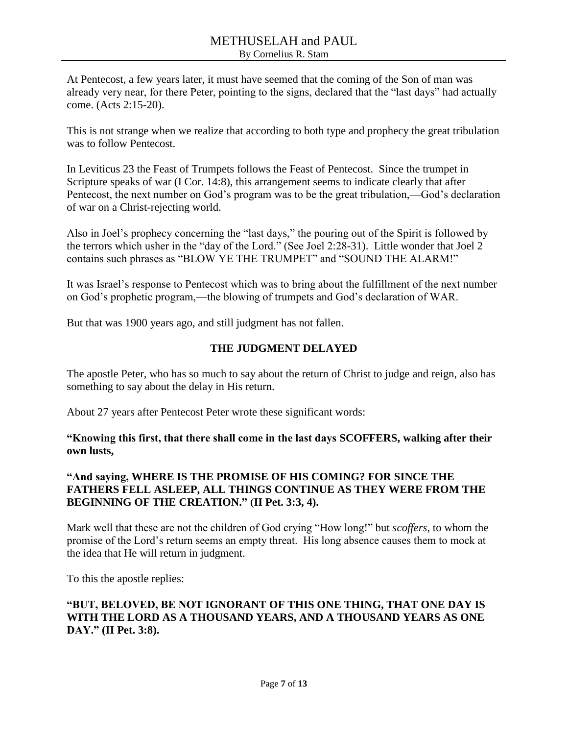At Pentecost, a few years later, it must have seemed that the coming of the Son of man was already very near, for there Peter, pointing to the signs, declared that the "last days" had actually come. (Acts 2:15-20).

This is not strange when we realize that according to both type and prophecy the great tribulation was to follow Pentecost.

In Leviticus 23 the Feast of Trumpets follows the Feast of Pentecost. Since the trumpet in Scripture speaks of war (I Cor. 14:8), this arrangement seems to indicate clearly that after Pentecost, the next number on God's program was to be the great tribulation,—God's declaration of war on a Christ-rejecting world.

Also in Joel's prophecy concerning the "last days," the pouring out of the Spirit is followed by the terrors which usher in the "day of the Lord." (See Joel 2:28-31). Little wonder that Joel 2 contains such phrases as "BLOW YE THE TRUMPET" and "SOUND THE ALARM!"

It was Israel's response to Pentecost which was to bring about the fulfillment of the next number on God's prophetic program,—the blowing of trumpets and God's declaration of WAR.

But that was 1900 years ago, and still judgment has not fallen.

## THE JUDGMENT DELAYED

The apostle Peter, who has so much to say about the return of Christ to judge and reign, also has something to say about the delay in His return.

About 27 years after Pentecost Peter wrote these significant words:

**"Knowing this first, that there shall come in the last days SCOFFERS, walking after their own lusts,**

**"And saying, WHERE IS THE PROMISE OF HIS COMING? FOR SINCE THE FATHERS FELL ASLEEP, ALL THINGS CONTINUE AS THEY WERE FROM THE BEGINNING OF THE CREATION." (II Pet. 3:3, 4).**

Mark well that these are not the children of God crying "How long!" but *scoffers*, to whom the promise of the Lord's return seems an empty threat. His long absence causes them to mock at the idea that He will return in judgment.

To this the apostle replies:

**"BUT, BELOVED, BE NOT IGNORANT OF THIS ONE THING, THAT ONE DAY IS WITH THE LORD AS A THOUSAND YEARS, AND A THOUSAND YEARS AS ONE DAY." (II Pet. 3:8).**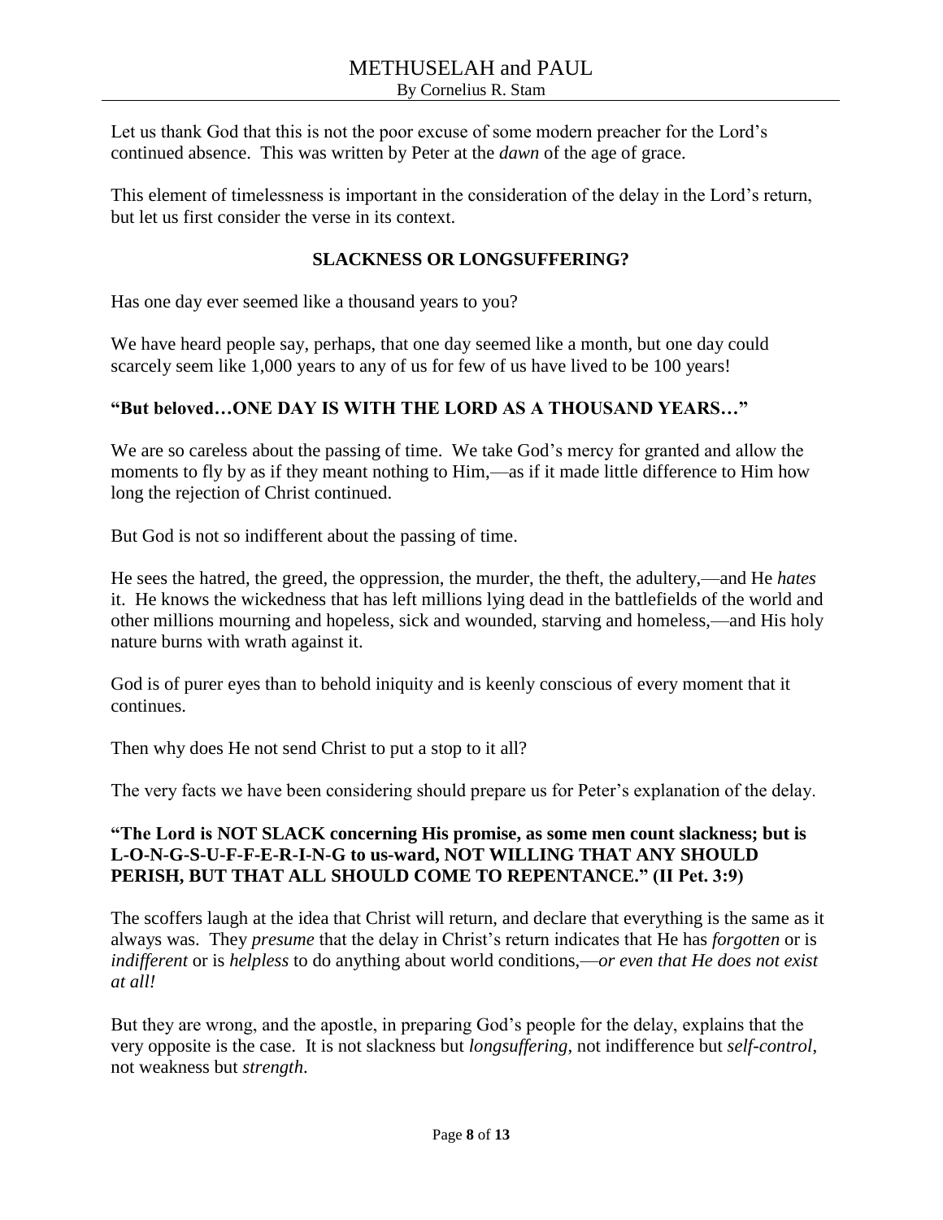Let us thank God that this is not the poor excuse of some modern preacher for the Lord's continued absence. This was written by Peter at the *dawn* of the age of grace.

This element of timelessness is important in the consideration of the delay in the Lord's return, but let us first consider the verse in its context.

## SLACKNESS OR LONGSUFFERING?

Has one day ever seemed like a thousand years to you?

We have heard people say, perhaps, that one day seemed like a month, but one day could scarcely seem like 1,000 years to any of us for few of us have lived to be 100 years!

**"But beloved…ONE DAY IS WITH THE LORD AS A THOUSAND YEARS…"**

We are so careless about the passing of time. We take God's mercy for granted and allow the moments to fly by as if they meant nothing to Him,—as if it made little difference to Him how long the rejection of Christ continued.

But God is not so indifferent about the passing of time.

He sees the hatred, the greed, the oppression, the murder, the theft, the adultery,—and He *hates* it. He knows the wickedness that has left millions lying dead in the battlefields of the world and other millions mourning and hopeless, sick and wounded, starving and homeless,—and His holy nature burns with wrath against it.

God is of purer eyes than to behold iniquity and is keenly conscious of every moment that it continues.

Then why does He not send Christ to put a stop to it all?

The very facts we have been considering should prepare us for Peter's explanation of the delay.

**"The Lord is NOT SLACK concerning His promise, as some men count slackness; but is L-O-N-G-S-U-F-F-E-R-I-N-G to us-ward, NOT WILLING THAT ANY SHOULD PERISH, BUT THAT ALL SHOULD COME TO REPENTANCE." (II Pet. 3:9)**

The scoffers laugh at the idea that Christ will return, and declare that everything is the same as it always was. They *presume* that the delay in Christ's return indicates that He has *forgotten* or is *indifferent* or is *helpless* to do anything about world conditions,—*or even that He does not exist at all!*

But they are wrong, and the apostle, in preparing God's people for the delay, explains that the very opposite is the case. It is not slackness but *longsuffering*, not indifference but *self-control*, not weakness but *strength*.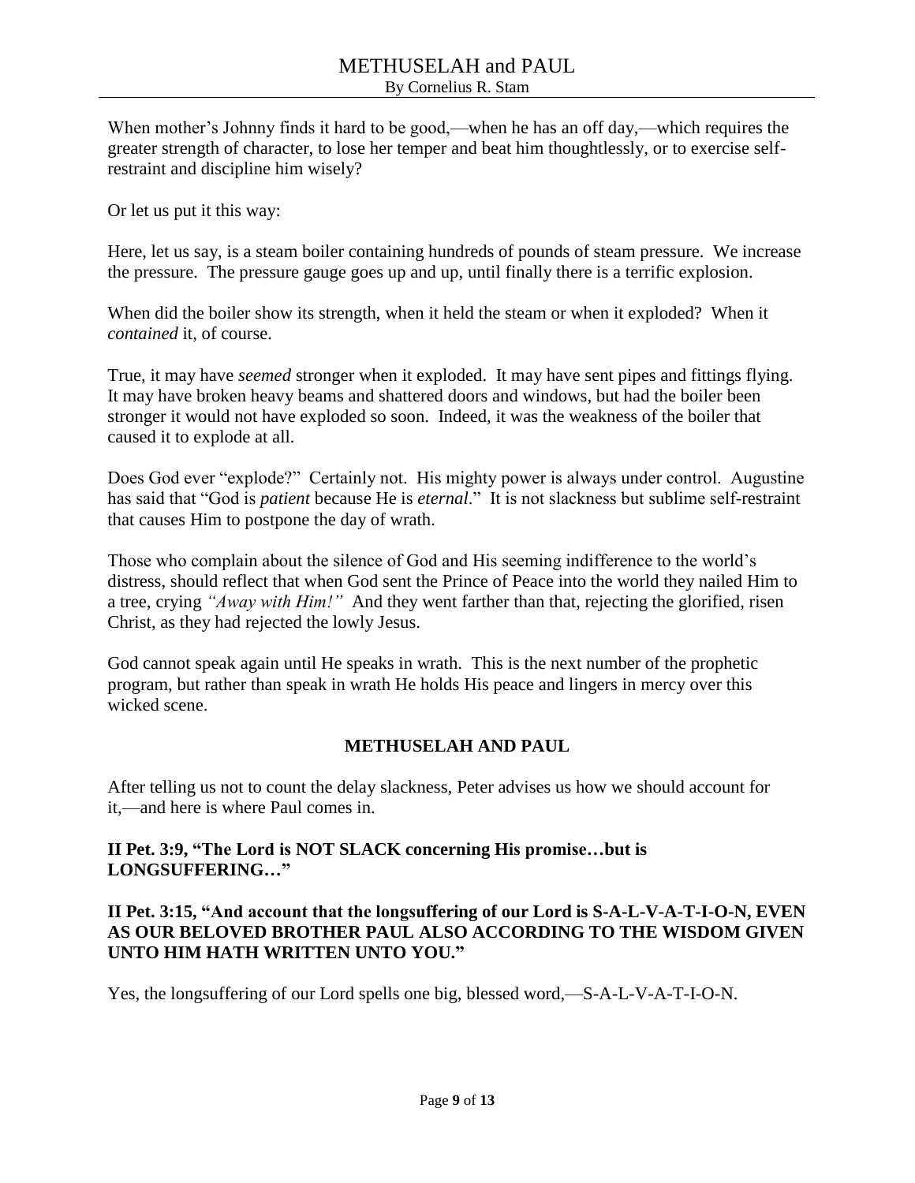When mother's Johnny finds it hard to be good,—when he has an off day,—which requires the greater strength of character, to lose her temper and beat him thoughtlessly, or to exercise self-restraint and discipline him wisely?

Or let us put it this way:

Here, let us say, is a steam boiler containing hundreds of pounds of steam pressure. We increase the pressure. The pressure gauge goes up and up, until finally there is a terrific explosion.

When did the boiler show its strength, when it held the steam or when it exploded? When it *contained* it, of course.

True, it may have *seemed* stronger when it exploded. It may have sent pipes and fittings flying. It may have broken heavy beams and shattered doors and windows, but had the boiler been stronger it would not have exploded so soon. Indeed, it was the weakness of the boiler that caused it to explode at all.

Does God ever "explode?" Certainly not. His mighty power is always under control. Augustine has said that "God is *patient* because He is *eternal*." It is not slackness but sublime self-restraint that causes Him to postpone the day of wrath.

Those who complain about the silence of God and His seeming indifference to the world's distress, should reflect that when God sent the Prince of Peace into the world they nailed Him to a tree, crying *"Away with Him!"* And they went farther than that, rejecting the glorified, risen Christ, as they had rejected the lowly Jesus.

God cannot speak again until He speaks in wrath. This is the next number of the prophetic program, but rather than speak in wrath He holds His peace and lingers in mercy over this wicked scene.

## METHUSELAH AND PAUL

After telling us not to count the delay slackness, Peter advises us how we should account for it,—and here is where Paul comes in.

**II Pet. 3:9, "The Lord is NOT SLACK concerning His promise…but is LONGSUFFERING…"**

**II Pet. 3:15, "And account that the longsuffering of our Lord is S-A-L-V-A-T-I-O-N, EVEN AS OUR BELOVED BROTHER PAUL ALSO ACCORDING TO THE WISDOM GIVEN UNTO HIM HATH WRITTEN UNTO YOU."**

Yes, the longsuffering of our Lord spells one big, blessed word,—S-A-L-V-A-T-I-O-N.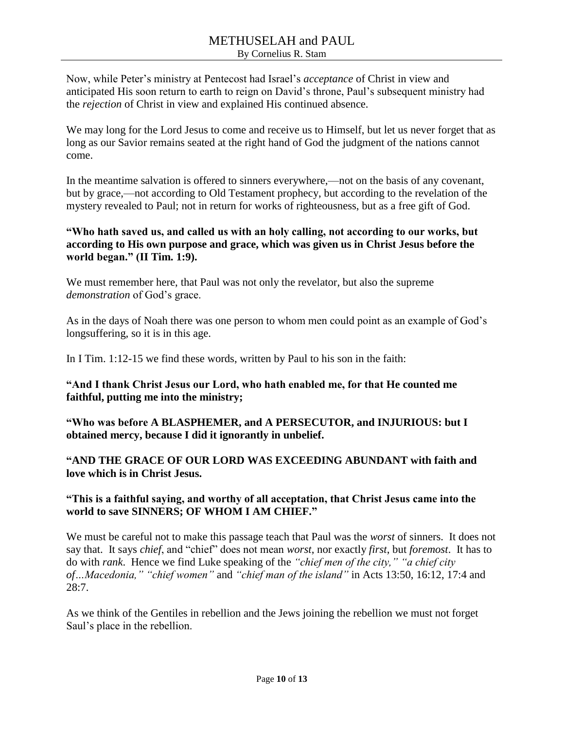Now, while Peter's ministry at Pentecost had Israel's *acceptance* of Christ in view and anticipated His soon return to earth to reign on David's throne, Paul's subsequent ministry had the *rejection* of Christ in view and explained His continued absence.

We may long for the Lord Jesus to come and receive us to Himself, but let us never forget that as long as our Savior remains seated at the right hand of God the judgment of the nations cannot come.

In the meantime salvation is offered to sinners everywhere,—not on the basis of any covenant, but by grace,—not according to Old Testament prophecy, but according to the revelation of the mystery revealed to Paul; not in return for works of righteousness, but as a free gift of God.

**"Who hath saved us, and called us with an holy calling, not according to our works, but according to His own purpose and grace, which was given us in Christ Jesus before the world began." (II Tim. 1:9).**

We must remember here, that Paul was not only the revelator, but also the supreme *demonstration* of God's grace.

As in the days of Noah there was one person to whom men could point as an example of God's longsuffering, so it is in this age.

In I Tim. 1:12-15 we find these words, written by Paul to his son in the faith:

**"And I thank Christ Jesus our Lord, who hath enabled me, for that He counted me faithful, putting me into the ministry;**

**"Who was before A BLASPHEMER, and A PERSECUTOR, and INJURIOUS: but I obtained mercy, because I did it ignorantly in unbelief.**

**"AND THE GRACE OF OUR LORD WAS EXCEEDING ABUNDANT with faith and love which is in Christ Jesus.**

**"This is a faithful saying, and worthy of all acceptation, that Christ Jesus came into the world to save SINNERS; OF WHOM I AM CHIEF."**

We must be careful not to make this passage teach that Paul was the *worst* of sinners. It does not say that. It says *chief*, and "chief" does not mean *worst*, nor exactly *first*, but *foremost*. It has to do with *rank*. Hence we find Luke speaking of the *"chief men of the city," "a chief city of…Macedonia," "chief women"* and *"chief man of the island"* in Acts 13:50, 16:12, 17:4 and 28:7.

As we think of the Gentiles in rebellion and the Jews joining the rebellion we must not forget Saul's place in the rebellion.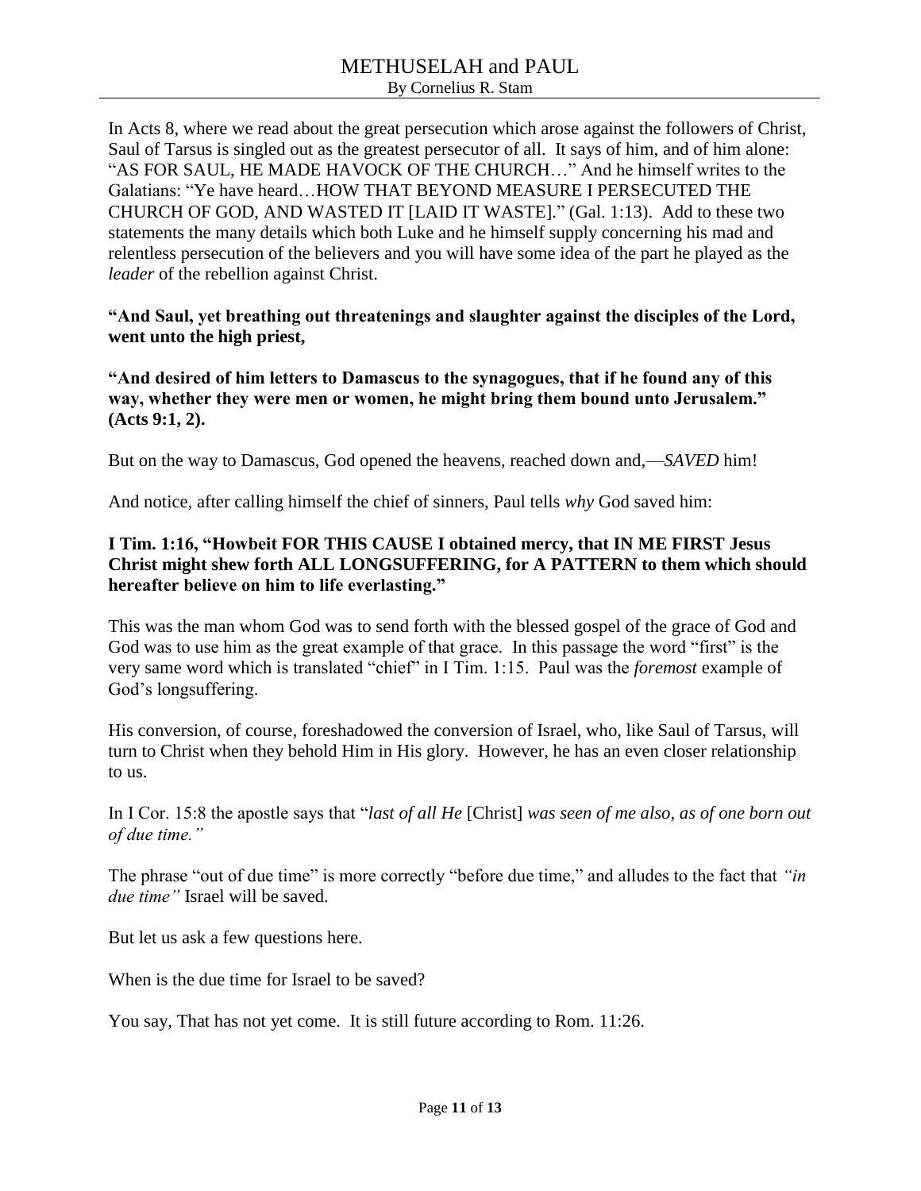In Acts 8, where we read about the great persecution which arose against the followers of Christ, Saul of Tarsus is singled out as the greatest persecutor of all. It says of him, and of him alone: "AS FOR SAUL, HE MADE HAVOCK OF THE CHURCH…" And he himself writes to the Galatians: "Ye have heard…HOW THAT BEYOND MEASURE I PERSECUTED THE CHURCH OF GOD, AND WASTED IT [LAID IT WASTE]." (Gal. 1:13). Add to these two statements the many details which both Luke and he himself supply concerning his mad and relentless persecution of the believers and you will have some idea of the part he played as the *leader* of the rebellion against Christ.

**"And Saul, yet breathing out threatenings and slaughter against the disciples of the Lord, went unto the high priest,**

**"And desired of him letters to Damascus to the synagogues, that if he found any of this way, whether they were men or women, he might bring them bound unto Jerusalem." (Acts 9:1, 2).**

But on the way to Damascus, God opened the heavens, reached down and,—*SAVED* him!

And notice, after calling himself the chief of sinners, Paul tells *why* God saved him:

**I Tim. 1:16, "Howbeit FOR THIS CAUSE I obtained mercy, that IN ME FIRST Jesus Christ might shew forth ALL LONGSUFFERING, for A PATTERN to them which should hereafter believe on him to life everlasting."**

This was the man whom God was to send forth with the blessed gospel of the grace of God and God was to use him as the great example of that grace. In this passage the word "first" is the very same word which is translated "chief" in I Tim. 1:15. Paul was the *foremost* example of God's longsuffering.

His conversion, of course, foreshadowed the conversion of Israel, who, like Saul of Tarsus, will turn to Christ when they behold Him in His glory. However, he has an even closer relationship to us.

In I Cor. 15:8 the apostle says that "*last of all He* [Christ] *was seen of me also, as of one born out of due time."*

The phrase "out of due time" is more correctly "before due time," and alludes to the fact that *"in due time"* Israel will be saved.

But let us ask a few questions here.

When is the due time for Israel to be saved?

You say, That has not yet come. It is still future according to Rom. 11:26.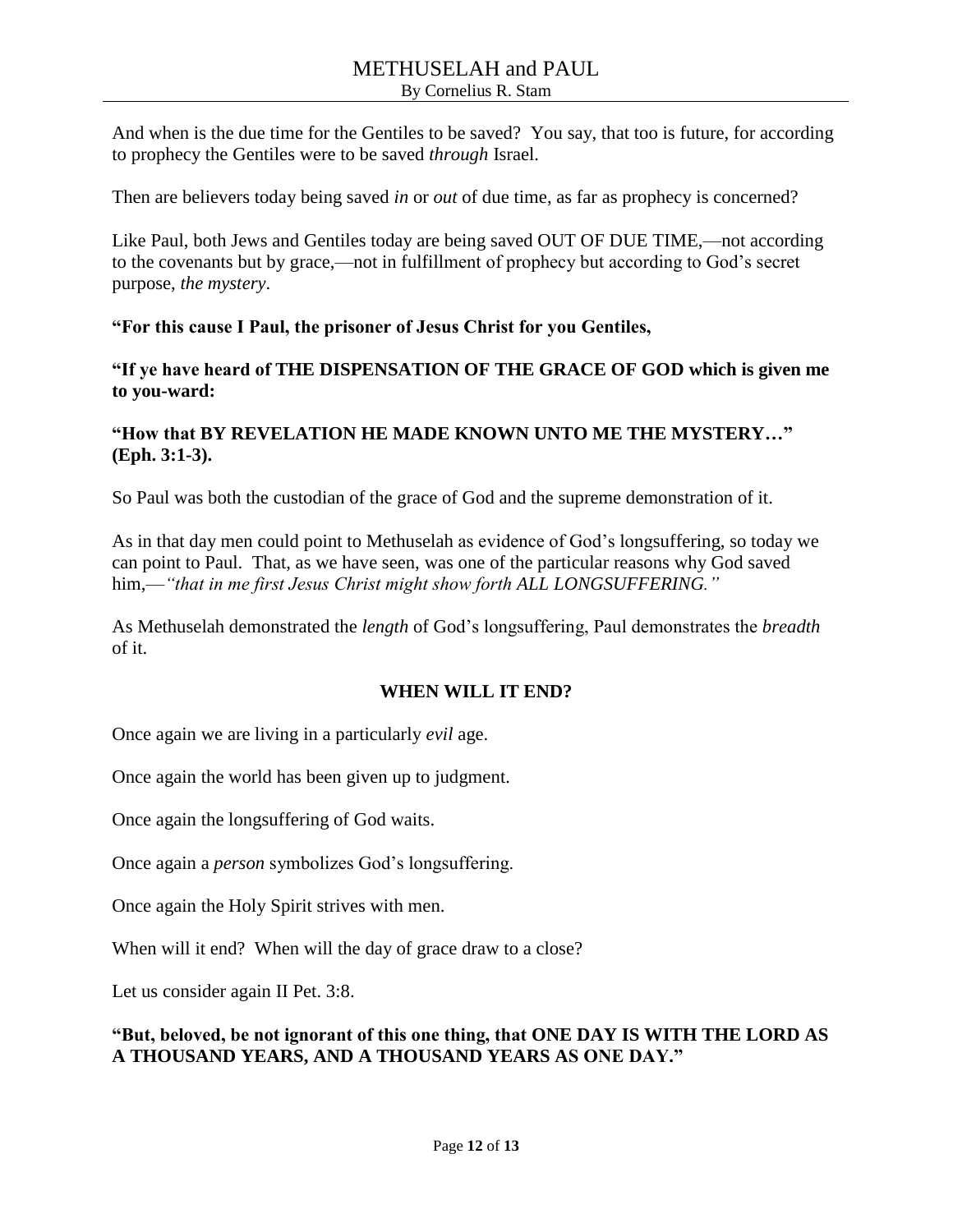And when is the due time for the Gentiles to be saved? You say, that too is future, for according to prophecy the Gentiles were to be saved *through* Israel.

Then are believers today being saved *in* or *out* of due time, as far as prophecy is concerned?

Like Paul, both Jews and Gentiles today are being saved OUT OF DUE TIME,—not according to the covenants but by grace,—not in fulfillment of prophecy but according to God's secret purpose, *the mystery*.

**"For this cause I Paul, the prisoner of Jesus Christ for you Gentiles,**

**"If ye have heard of THE DISPENSATION OF THE GRACE OF GOD which is given me to you-ward:**

**"How that BY REVELATION HE MADE KNOWN UNTO ME THE MYSTERY…" (Eph. 3:1-3).**

So Paul was both the custodian of the grace of God and the supreme demonstration of it.

As in that day men could point to Methuselah as evidence of God's longsuffering, so today we can point to Paul. That, as we have seen, was one of the particular reasons why God saved him,—*"that in me first Jesus Christ might show forth ALL LONGSUFFERING."*

As Methuselah demonstrated the *length* of God's longsuffering, Paul demonstrates the *breadth* of it.

## WHEN WILL IT END?

Once again we are living in a particularly *evil* age.

Once again the world has been given up to judgment.

Once again the longsuffering of God waits.

Once again a *person* symbolizes God's longsuffering.

Once again the Holy Spirit strives with men.

When will it end? When will the day of grace draw to a close?

Let us consider again II Pet. 3:8.

**"But, beloved, be not ignorant of this one thing, that ONE DAY IS WITH THE LORD AS A THOUSAND YEARS, AND A THOUSAND YEARS AS ONE DAY."**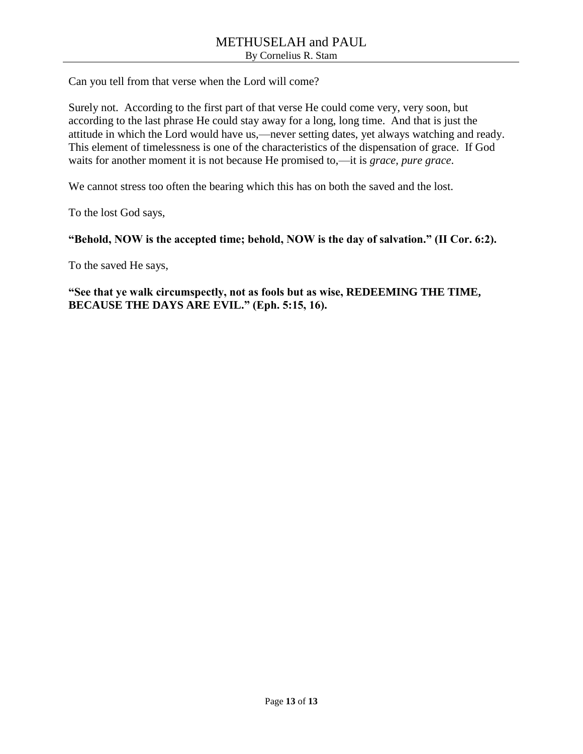Can you tell from that verse when the Lord will come?

Surely not. According to the first part of that verse He could come very, very soon, but according to the last phrase He could stay away for a long, long time. And that is just the attitude in which the Lord would have us,—never setting dates, yet always watching and ready. This element of timelessness is one of the characteristics of the dispensation of grace. If God waits for another moment it is not because He promised to,—it is *grace, pure grace*.

We cannot stress too often the bearing which this has on both the saved and the lost.

To the lost God says,

**"Behold, NOW is the accepted time; behold, NOW is the day of salvation." (II Cor. 6:2).**

To the saved He says,

**"See that ye walk circumspectly, not as fools but as wise, REDEEMING THE TIME, BECAUSE THE DAYS ARE EVIL." (Eph. 5:15, 16).**